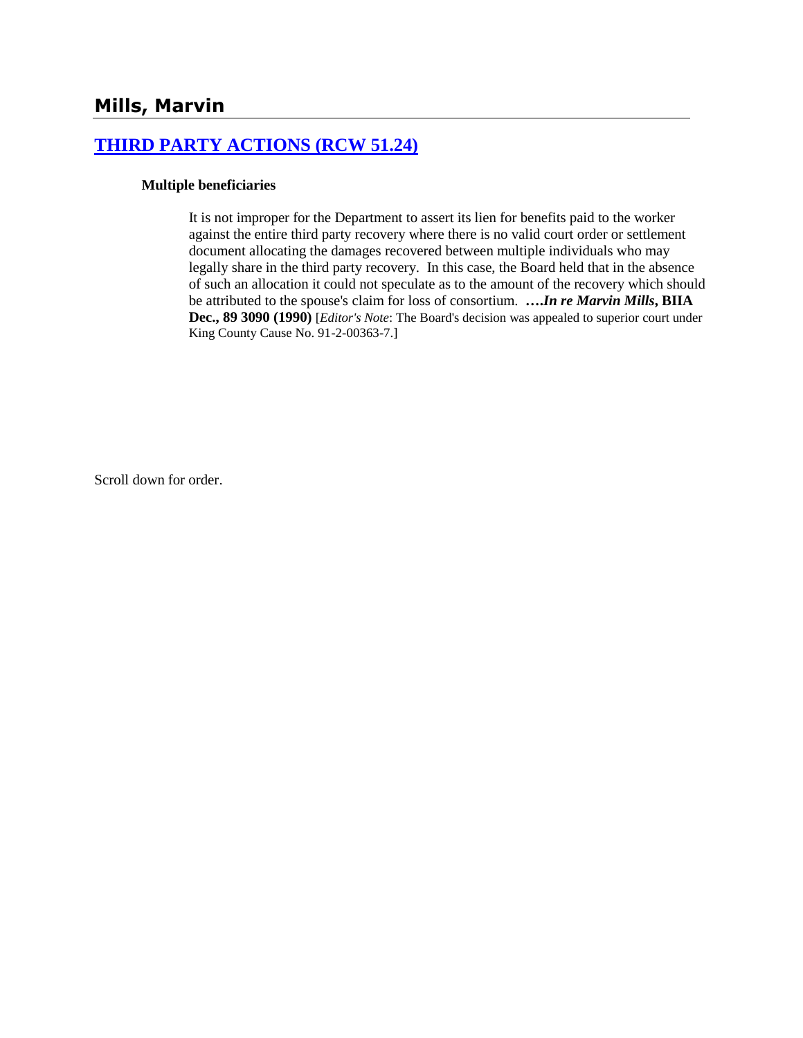# Mills, Marvin

## [THIRD PARTY ACTIONS (RCW 51.24)]

### Multiple beneficiaries

It is not improper for the Department to assert its lien for benefits paid to the worker against the entire third party recovery where there is no valid court order or settlement document allocating the damages recovered between multiple individuals who may legally share in the third party recovery. In this case, the Board held that in the absence of such an allocation it could not speculate as to the amount of the recovery which should be attributed to the spouse's claim for loss of consortium. ***….In re Marvin Mills*, BIIA Dec., 89 3090 (1990)** [*Editor's Note*: The Board's decision was appealed to superior court under King County Cause No. 91-2-00363-7.]

Scroll down for order.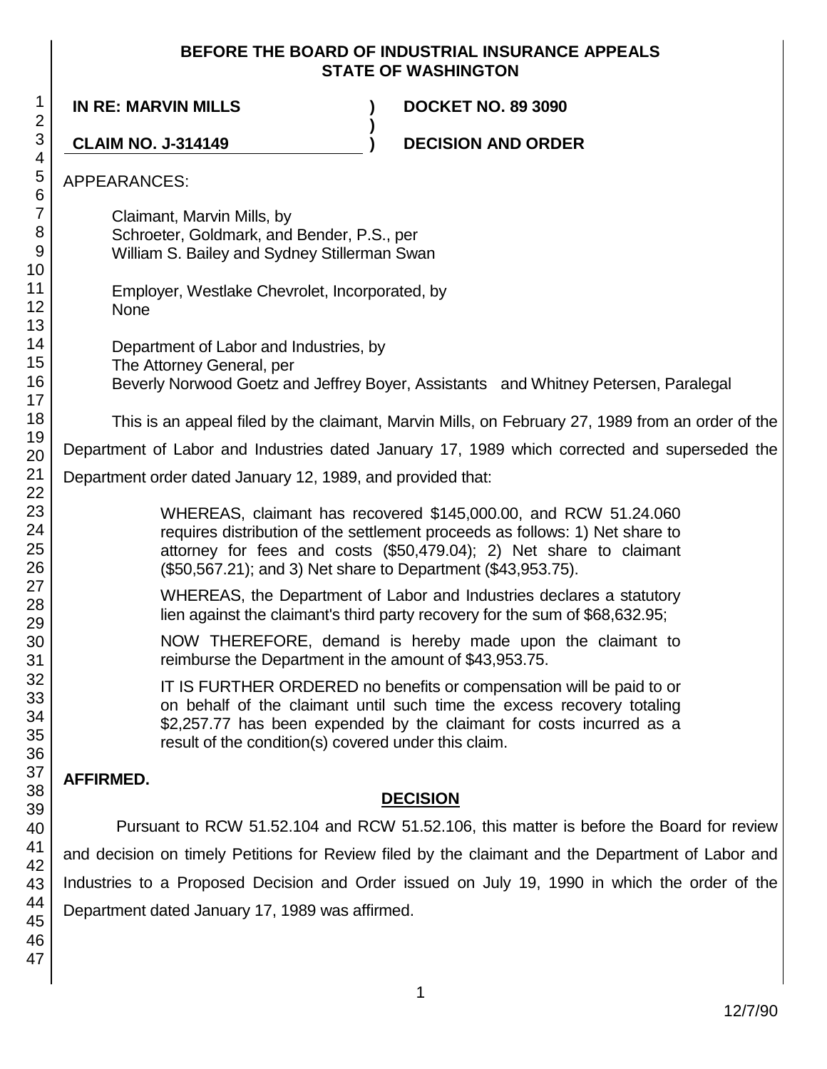**BEFORE THE BOARD OF INDUSTRIAL INSURANCE APPEALS**
**STATE OF WASHINGTON**

| | | |
|---|---|---|
| **IN RE: MARVIN MILLS** | **)** | **DOCKET NO. 89 3090** |
| | **)** | |
| **CLAIM NO. J-314149** | **)** | **DECISION AND ORDER** |

APPEARANCES:

Claimant, Marvin Mills, by
Schroeter, Goldmark, and Bender, P.S., per
William S. Bailey and Sydney Stillerman Swan

Employer, Westlake Chevrolet, Incorporated, by
None

Department of Labor and Industries, by
The Attorney General, per
Beverly Norwood Goetz and Jeffrey Boyer, Assistants and Whitney Petersen, Paralegal

This is an appeal filed by the claimant, Marvin Mills, on February 27, 1989 from an order of the Department of Labor and Industries dated January 17, 1989 which corrected and superseded the Department order dated January 12, 1989, and provided that:

> WHEREAS, claimant has recovered $145,000.00, and RCW 51.24.060 requires distribution of the settlement proceeds as follows: 1) Net share to attorney for fees and costs ($50,479.04); 2) Net share to claimant ($50,567.21); and 3) Net share to Department ($43,953.75).
>
> WHEREAS, the Department of Labor and Industries declares a statutory lien against the claimant's third party recovery for the sum of $68,632.95;
>
> NOW THEREFORE, demand is hereby made upon the claimant to reimburse the Department in the amount of $43,953.75.
>
> IT IS FURTHER ORDERED no benefits or compensation will be paid to or on behalf of the claimant until such time the excess recovery totaling $2,257.77 has been expended by the claimant for costs incurred as a result of the condition(s) covered under this claim.

**AFFIRMED.**

## DECISION

Pursuant to RCW 51.52.104 and RCW 51.52.106, this matter is before the Board for review and decision on timely Petitions for Review filed by the claimant and the Department of Labor and Industries to a Proposed Decision and Order issued on July 19, 1990 in which the order of the Department dated January 17, 1989 was affirmed.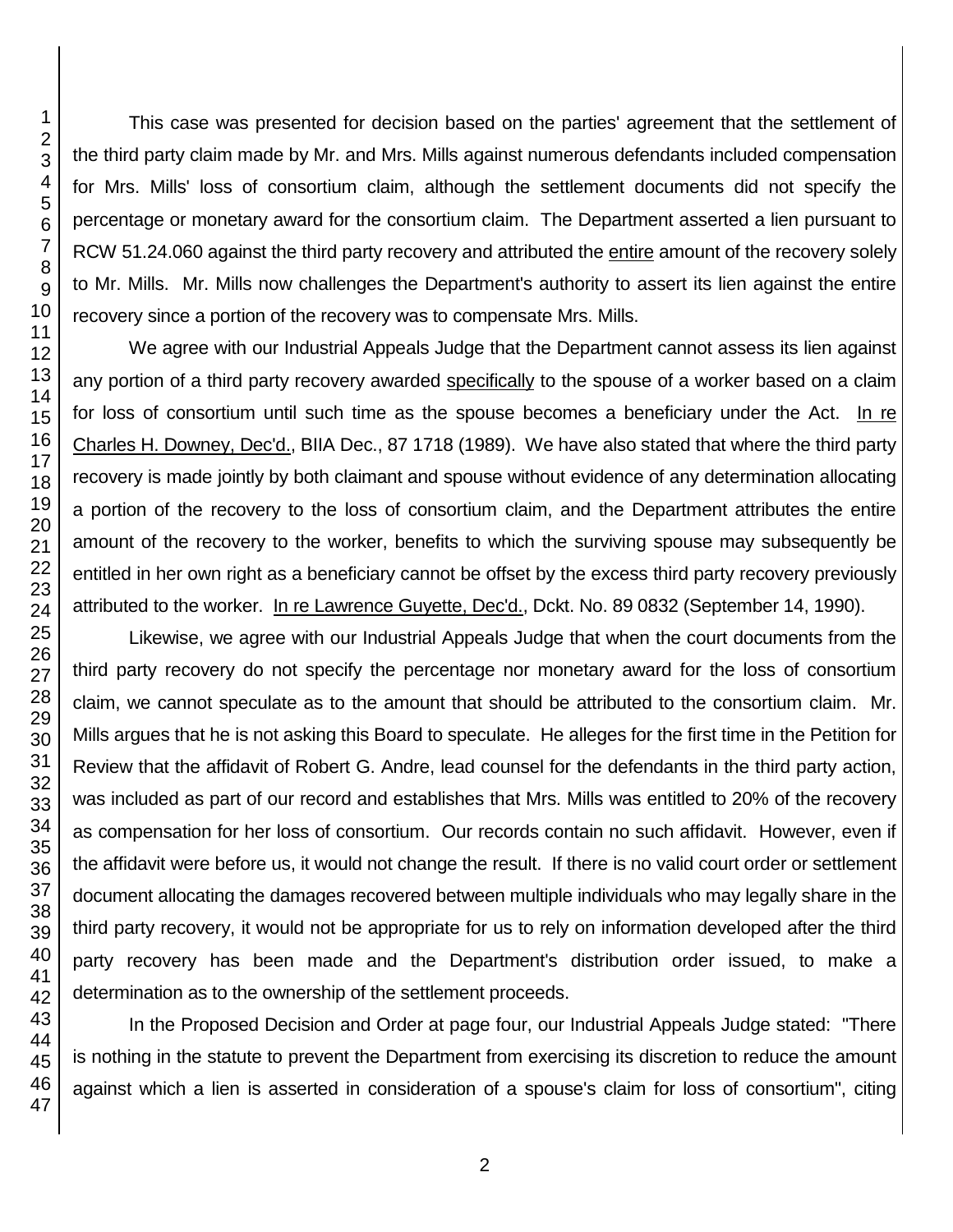This case was presented for decision based on the parties' agreement that the settlement of the third party claim made by Mr. and Mrs. Mills against numerous defendants included compensation for Mrs. Mills' loss of consortium claim, although the settlement documents did not specify the percentage or monetary award for the consortium claim. The Department asserted a lien pursuant to RCW 51.24.060 against the third party recovery and attributed the <u>entire</u> amount of the recovery solely to Mr. Mills. Mr. Mills now challenges the Department's authority to assert its lien against the entire recovery since a portion of the recovery was to compensate Mrs. Mills.

We agree with our Industrial Appeals Judge that the Department cannot assess its lien against any portion of a third party recovery awarded <u>specifically</u> to the spouse of a worker based on a claim for loss of consortium until such time as the spouse becomes a beneficiary under the Act. <u>In re Charles H. Downey, Dec'd.</u>, BIIA Dec., 87 1718 (1989). We have also stated that where the third party recovery is made jointly by both claimant and spouse without evidence of any determination allocating a portion of the recovery to the loss of consortium claim, and the Department attributes the entire amount of the recovery to the worker, benefits to which the surviving spouse may subsequently be entitled in her own right as a beneficiary cannot be offset by the excess third party recovery previously attributed to the worker. <u>In re Lawrence Guyette, Dec'd.</u>, Dckt. No. 89 0832 (September 14, 1990).

Likewise, we agree with our Industrial Appeals Judge that when the court documents from the third party recovery do not specify the percentage nor monetary award for the loss of consortium claim, we cannot speculate as to the amount that should be attributed to the consortium claim. Mr. Mills argues that he is not asking this Board to speculate. He alleges for the first time in the Petition for Review that the affidavit of Robert G. Andre, lead counsel for the defendants in the third party action, was included as part of our record and establishes that Mrs. Mills was entitled to 20% of the recovery as compensation for her loss of consortium. Our records contain no such affidavit. However, even if the affidavit were before us, it would not change the result. If there is no valid court order or settlement document allocating the damages recovered between multiple individuals who may legally share in the third party recovery, it would not be appropriate for us to rely on information developed after the third party recovery has been made and the Department's distribution order issued, to make a determination as to the ownership of the settlement proceeds.

In the Proposed Decision and Order at page four, our Industrial Appeals Judge stated: "There is nothing in the statute to prevent the Department from exercising its discretion to reduce the amount against which a lien is asserted in consideration of a spouse's claim for loss of consortium", citing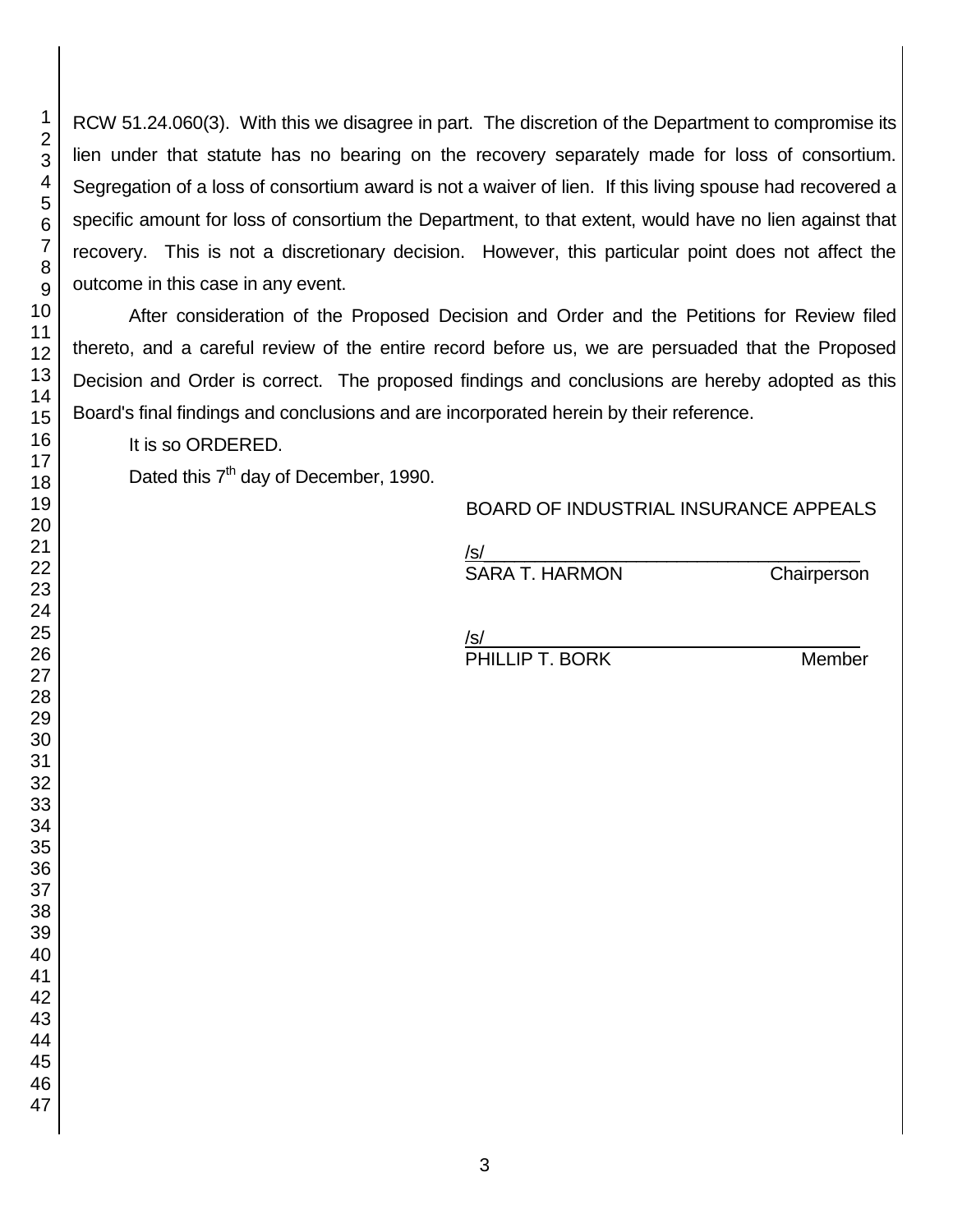RCW 51.24.060(3). With this we disagree in part. The discretion of the Department to compromise its lien under that statute has no bearing on the recovery separately made for loss of consortium. Segregation of a loss of consortium award is not a waiver of lien. If this living spouse had recovered a specific amount for loss of consortium the Department, to that extent, would have no lien against that recovery. This is not a discretionary decision. However, this particular point does not affect the outcome in this case in any event.

After consideration of the Proposed Decision and Order and the Petitions for Review filed thereto, and a careful review of the entire record before us, we are persuaded that the Proposed Decision and Order is correct. The proposed findings and conclusions are hereby adopted as this Board's final findings and conclusions and are incorporated herein by their reference.

It is so ORDERED.

Dated this 7th day of December, 1990.

BOARD OF INDUSTRIAL INSURANCE APPEALS

/s/
SARA T. HARMON Chairperson

/s/
PHILLIP T. BORK Member